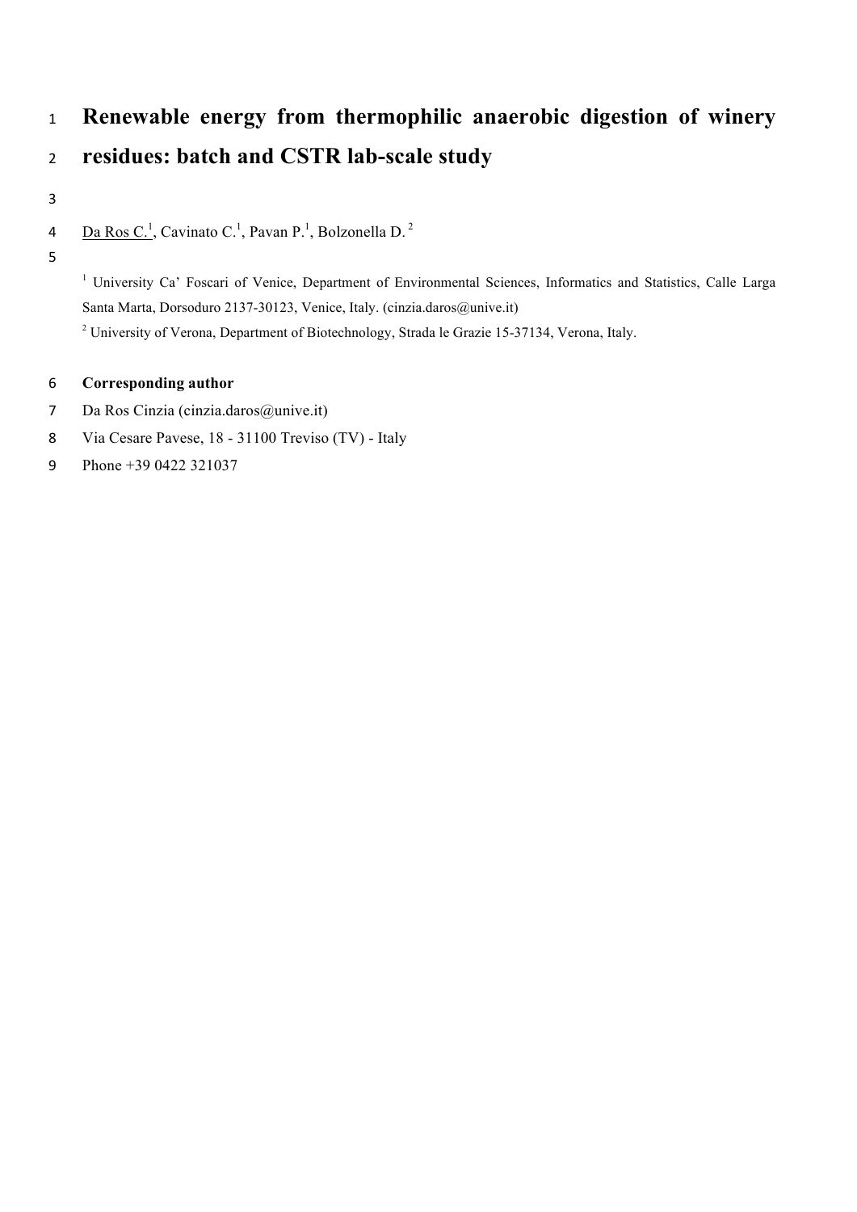# Renewable energy from thermophilic anaerobic digestion of winery residues: batch and CSTR lab-scale study

Da Ros C.[1], Cavinato C.[1], Pavan P.[1], Bolzonella D.[2]

[1] University Ca' Foscari of Venice, Department of Environmental Sciences, Informatics and Statistics, Calle Larga Santa Marta, Dorsoduro 2137-30123, Venice, Italy. (cinzia.daros@unive.it)

[2] University of Verona, Department of Biotechnology, Strada le Grazie 15-37134, Verona, Italy.

**Corresponding author**

Da Ros Cinzia (cinzia.daros@unive.it)

Via Cesare Pavese, 18 - 31100 Treviso (TV) - Italy

Phone +39 0422 321037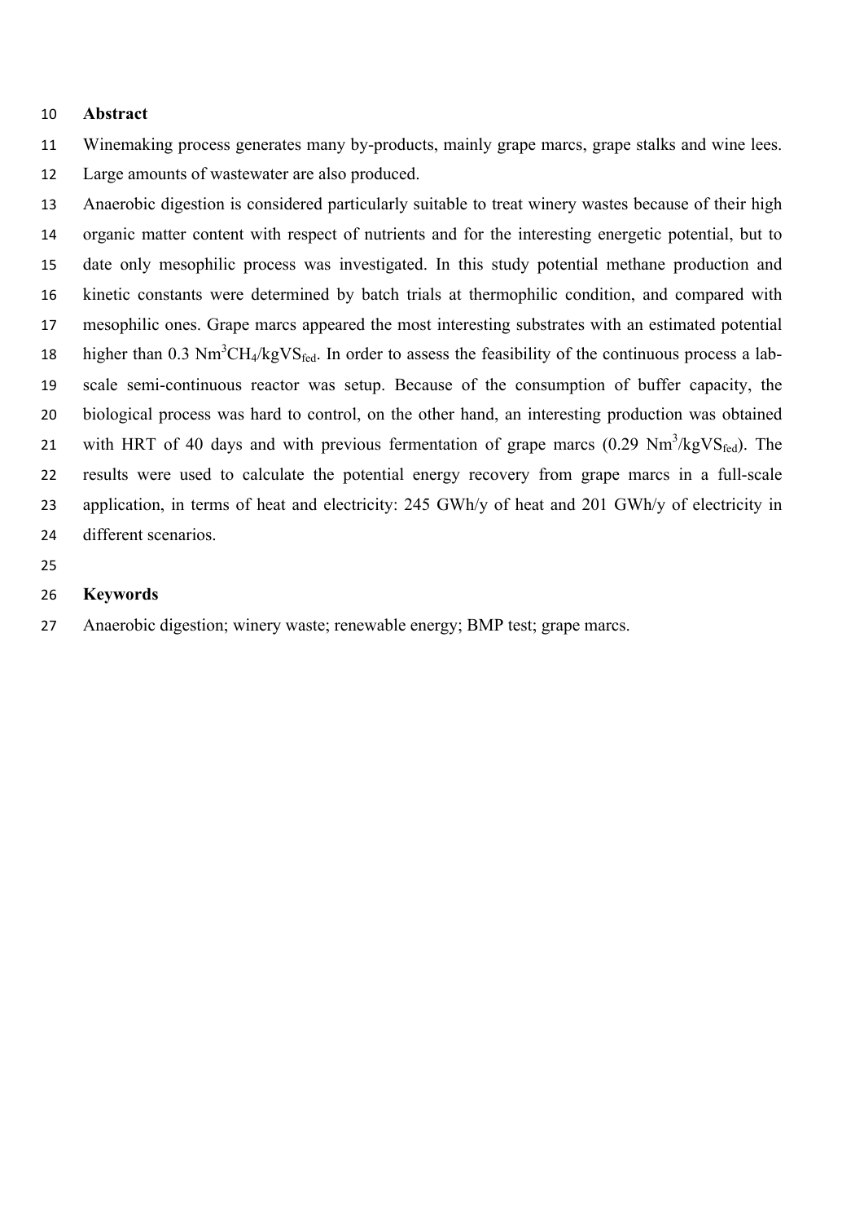## Abstract

Winemaking process generates many by-products, mainly grape marcs, grape stalks and wine lees. Large amounts of wastewater are also produced.

Anaerobic digestion is considered particularly suitable to treat winery wastes because of their high organic matter content with respect of nutrients and for the interesting energetic potential, but to date only mesophilic process was investigated. In this study potential methane production and kinetic constants were determined by batch trials at thermophilic condition, and compared with mesophilic ones. Grape marcs appeared the most interesting substrates with an estimated potential higher than 0.3 $Nm^3CH_4/kgVS_{fed}$. In order to assess the feasibility of the continuous process a lab-scale semi-continuous reactor was setup. Because of the consumption of buffer capacity, the biological process was hard to control, on the other hand, an interesting production was obtained with HRT of 40 days and with previous fermentation of grape marcs (0.29 $Nm^3/kgVS_{fed}$). The results were used to calculate the potential energy recovery from grape marcs in a full-scale application, in terms of heat and electricity: 245 GWh/y of heat and 201 GWh/y of electricity in different scenarios.

## Keywords

Anaerobic digestion; winery waste; renewable energy; BMP test; grape marcs.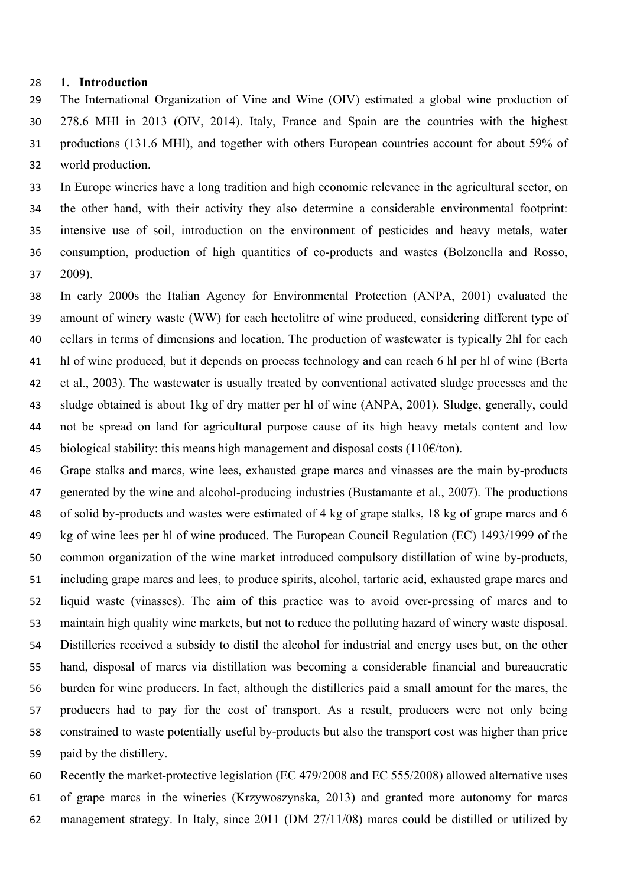## 1. Introduction

The International Organization of Vine and Wine (OIV) estimated a global wine production of 278.6 MHl in 2013 (OIV, 2014). Italy, France and Spain are the countries with the highest productions (131.6 MHl), and together with others European countries account for about 59% of world production.

In Europe wineries have a long tradition and high economic relevance in the agricultural sector, on the other hand, with their activity they also determine a considerable environmental footprint: intensive use of soil, introduction on the environment of pesticides and heavy metals, water consumption, production of high quantities of co-products and wastes (Bolzonella and Rosso, 2009).

In early 2000s the Italian Agency for Environmental Protection (ANPA, 2001) evaluated the amount of winery waste (WW) for each hectolitre of wine produced, considering different type of cellars in terms of dimensions and location. The production of wastewater is typically 2hl for each hl of wine produced, but it depends on process technology and can reach 6 hl per hl of wine (Berta et al., 2003). The wastewater is usually treated by conventional activated sludge processes and the sludge obtained is about 1kg of dry matter per hl of wine (ANPA, 2001). Sludge, generally, could not be spread on land for agricultural purpose cause of its high heavy metals content and low biological stability: this means high management and disposal costs (110€/ton).

Grape stalks and marcs, wine lees, exhausted grape marcs and vinasses are the main by-products generated by the wine and alcohol-producing industries (Bustamante et al., 2007). The productions of solid by-products and wastes were estimated of 4 kg of grape stalks, 18 kg of grape marcs and 6 kg of wine lees per hl of wine produced. The European Council Regulation (EC) 1493/1999 of the common organization of the wine market introduced compulsory distillation of wine by-products, including grape marcs and lees, to produce spirits, alcohol, tartaric acid, exhausted grape marcs and liquid waste (vinasses). The aim of this practice was to avoid over-pressing of marcs and to maintain high quality wine markets, but not to reduce the polluting hazard of winery waste disposal. Distilleries received a subsidy to distil the alcohol for industrial and energy uses but, on the other hand, disposal of marcs via distillation was becoming a considerable financial and bureaucratic burden for wine producers. In fact, although the distilleries paid a small amount for the marcs, the producers had to pay for the cost of transport. As a result, producers were not only being constrained to waste potentially useful by-products but also the transport cost was higher than price paid by the distillery.

Recently the market-protective legislation (EC 479/2008 and EC 555/2008) allowed alternative uses of grape marcs in the wineries (Krzywoszynska, 2013) and granted more autonomy for marcs management strategy. In Italy, since 2011 (DM 27/11/08) marcs could be distilled or utilized by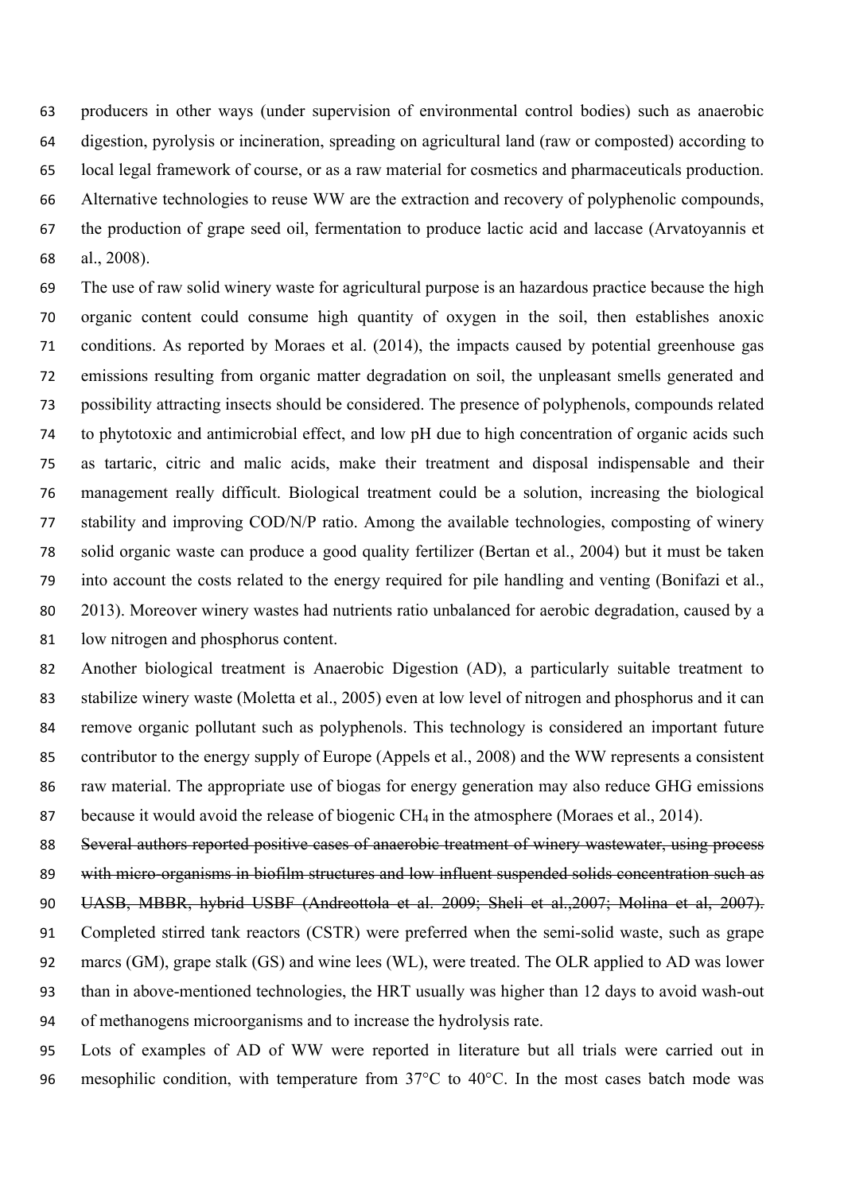producers in other ways (under supervision of environmental control bodies) such as anaerobic digestion, pyrolysis or incineration, spreading on agricultural land (raw or composted) according to local legal framework of course, or as a raw material for cosmetics and pharmaceuticals production. Alternative technologies to reuse WW are the extraction and recovery of polyphenolic compounds, the production of grape seed oil, fermentation to produce lactic acid and laccase (Arvatoyannis et al., 2008).

The use of raw solid winery waste for agricultural purpose is an hazardous practice because the high organic content could consume high quantity of oxygen in the soil, then establishes anoxic conditions. As reported by Moraes et al. (2014), the impacts caused by potential greenhouse gas emissions resulting from organic matter degradation on soil, the unpleasant smells generated and possibility attracting insects should be considered. The presence of polyphenols, compounds related to phytotoxic and antimicrobial effect, and low pH due to high concentration of organic acids such as tartaric, citric and malic acids, make their treatment and disposal indispensable and their management really difficult. Biological treatment could be a solution, increasing the biological stability and improving COD/N/P ratio. Among the available technologies, composting of winery solid organic waste can produce a good quality fertilizer (Bertan et al., 2004) but it must be taken into account the costs related to the energy required for pile handling and venting (Bonifazi et al., 2013). Moreover winery wastes had nutrients ratio unbalanced for aerobic degradation, caused by a low nitrogen and phosphorus content.

Another biological treatment is Anaerobic Digestion (AD), a particularly suitable treatment to stabilize winery waste (Moletta et al., 2005) even at low level of nitrogen and phosphorus and it can remove organic pollutant such as polyphenols. This technology is considered an important future contributor to the energy supply of Europe (Appels et al., 2008) and the WW represents a consistent raw material. The appropriate use of biogas for energy generation may also reduce GHG emissions because it would avoid the release of biogenic $CH_4$ in the atmosphere (Moraes et al., 2014).

~~Several authors reported positive cases of anaerobic treatment of winery wastewater, using process with micro-organisms in biofilm structures and low influent suspended solids concentration such as UASB, MBBR, hybrid USBF (Andreottola et al. 2009; Sheli et al.,2007; Molina et al, 2007).~~ Completed stirred tank reactors (CSTR) were preferred when the semi-solid waste, such as grape marcs (GM), grape stalk (GS) and wine lees (WL), were treated. The OLR applied to AD was lower than in above-mentioned technologies, the HRT usually was higher than 12 days to avoid wash-out of methanogens microorganisms and to increase the hydrolysis rate.

Lots of examples of AD of WW were reported in literature but all trials were carried out in mesophilic condition, with temperature from 37°C to 40°C. In the most cases batch mode was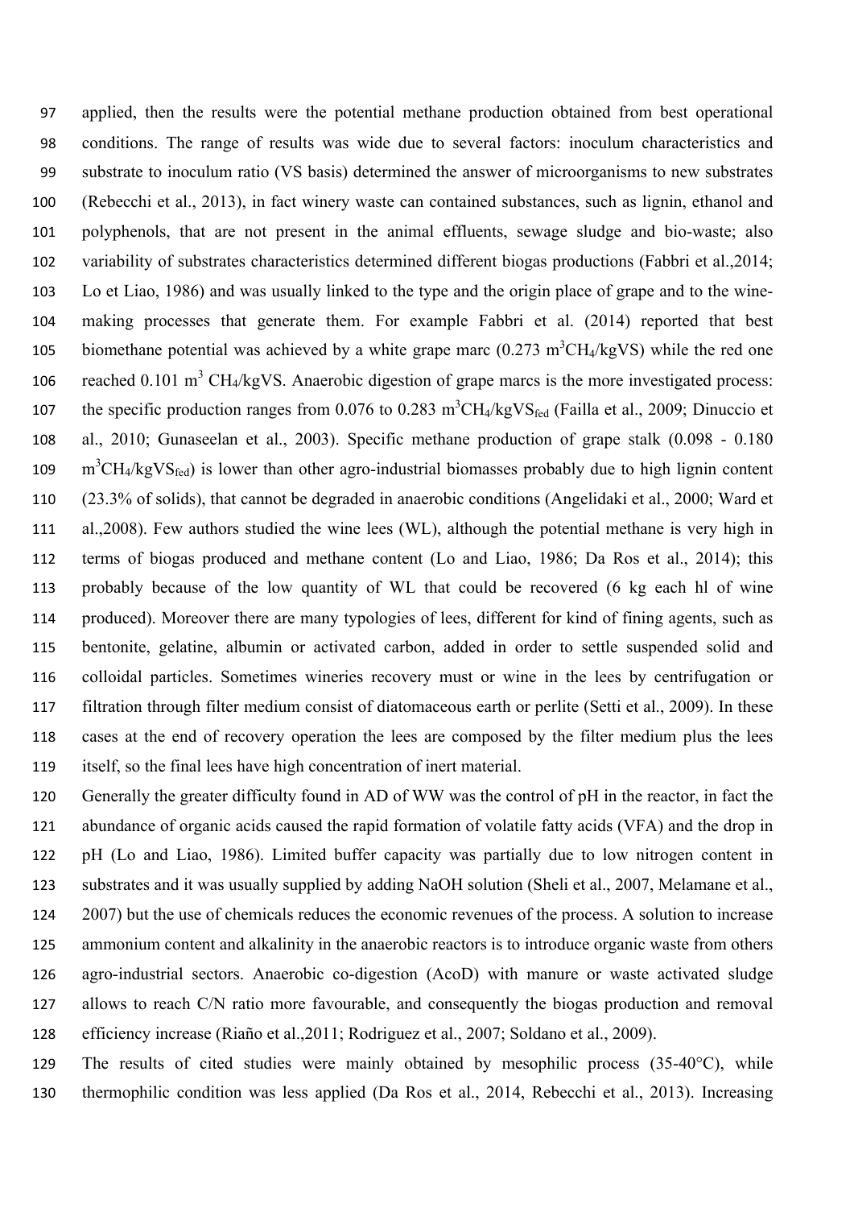applied, then the results were the potential methane production obtained from best operational conditions. The range of results was wide due to several factors: inoculum characteristics and substrate to inoculum ratio (VS basis) determined the answer of microorganisms to new substrates (Rebecchi et al., 2013), in fact winery waste can contained substances, such as lignin, ethanol and polyphenols, that are not present in the animal effluents, sewage sludge and bio-waste; also variability of substrates characteristics determined different biogas productions (Fabbri et al.,2014; Lo et Liao, 1986) and was usually linked to the type and the origin place of grape and to the wine-making processes that generate them. For example Fabbri et al. (2014) reported that best biomethane potential was achieved by a white grape marc (0.273 $m^3CH_4/kgVS$) while the red one reached 0.101 $m^3$ $CH_4/kgVS$. Anaerobic digestion of grape marcs is the more investigated process: the specific production ranges from 0.076 to 0.283 $m^3CH_4/kgVS_{fed}$ (Failla et al., 2009; Dinuccio et al., 2010; Gunaseelan et al., 2003). Specific methane production of grape stalk (0.098 - 0.180 $m^3CH_4/kgVS_{fed}$) is lower than other agro-industrial biomasses probably due to high lignin content (23.3% of solids), that cannot be degraded in anaerobic conditions (Angelidaki et al., 2000; Ward et al.,2008). Few authors studied the wine lees (WL), although the potential methane is very high in terms of biogas produced and methane content (Lo and Liao, 1986; Da Ros et al., 2014); this probably because of the low quantity of WL that could be recovered (6 kg each hl of wine produced). Moreover there are many typologies of lees, different for kind of fining agents, such as bentonite, gelatine, albumin or activated carbon, added in order to settle suspended solid and colloidal particles. Sometimes wineries recovery must or wine in the lees by centrifugation or filtration through filter medium consist of diatomaceous earth or perlite (Setti et al., 2009). In these cases at the end of recovery operation the lees are composed by the filter medium plus the lees itself, so the final lees have high concentration of inert material.

Generally the greater difficulty found in AD of WW was the control of pH in the reactor, in fact the abundance of organic acids caused the rapid formation of volatile fatty acids (VFA) and the drop in pH (Lo and Liao, 1986). Limited buffer capacity was partially due to low nitrogen content in substrates and it was usually supplied by adding NaOH solution (Sheli et al., 2007, Melamane et al., 2007) but the use of chemicals reduces the economic revenues of the process. A solution to increase ammonium content and alkalinity in the anaerobic reactors is to introduce organic waste from others agro-industrial sectors. Anaerobic co-digestion (AcoD) with manure or waste activated sludge allows to reach C/N ratio more favourable, and consequently the biogas production and removal efficiency increase (Riaño et al.,2011; Rodriguez et al., 2007; Soldano et al., 2009).

The results of cited studies were mainly obtained by mesophilic process (35-40°C), while thermophilic condition was less applied (Da Ros et al., 2014, Rebecchi et al., 2013). Increasing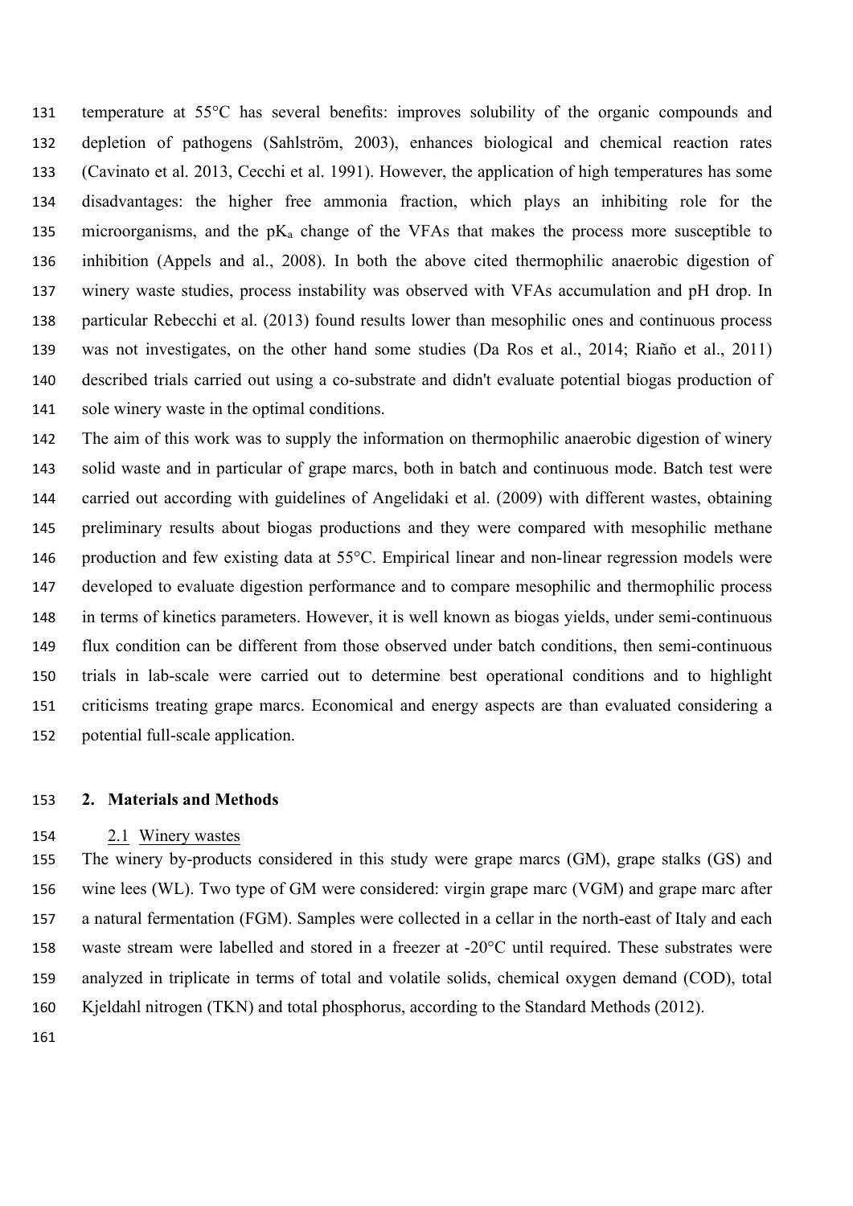temperature at 55°C has several benefits: improves solubility of the organic compounds and depletion of pathogens (Sahlström, 2003), enhances biological and chemical reaction rates (Cavinato et al. 2013, Cecchi et al. 1991). However, the application of high temperatures has some disadvantages: the higher free ammonia fraction, which plays an inhibiting role for the microorganisms, and the $pK_a$ change of the VFAs that makes the process more susceptible to inhibition (Appels and al., 2008). In both the above cited thermophilic anaerobic digestion of winery waste studies, process instability was observed with VFAs accumulation and pH drop. In particular Rebecchi et al. (2013) found results lower than mesophilic ones and continuous process was not investigates, on the other hand some studies (Da Ros et al., 2014; Riaño et al., 2011) described trials carried out using a co-substrate and didn't evaluate potential biogas production of sole winery waste in the optimal conditions.

The aim of this work was to supply the information on thermophilic anaerobic digestion of winery solid waste and in particular of grape marcs, both in batch and continuous mode. Batch test were carried out according with guidelines of Angelidaki et al. (2009) with different wastes, obtaining preliminary results about biogas productions and they were compared with mesophilic methane production and few existing data at 55°C. Empirical linear and non-linear regression models were developed to evaluate digestion performance and to compare mesophilic and thermophilic process in terms of kinetics parameters. However, it is well known as biogas yields, under semi-continuous flux condition can be different from those observed under batch conditions, then semi-continuous trials in lab-scale were carried out to determine best operational conditions and to highlight criticisms treating grape marcs. Economical and energy aspects are than evaluated considering a potential full-scale application.

## 2. Materials and Methods

### 2.1 Winery wastes

The winery by-products considered in this study were grape marcs (GM), grape stalks (GS) and wine lees (WL). Two type of GM were considered: virgin grape marc (VGM) and grape marc after a natural fermentation (FGM). Samples were collected in a cellar in the north-east of Italy and each waste stream were labelled and stored in a freezer at -20°C until required. These substrates were analyzed in triplicate in terms of total and volatile solids, chemical oxygen demand (COD), total Kjeldahl nitrogen (TKN) and total phosphorus, according to the Standard Methods (2012).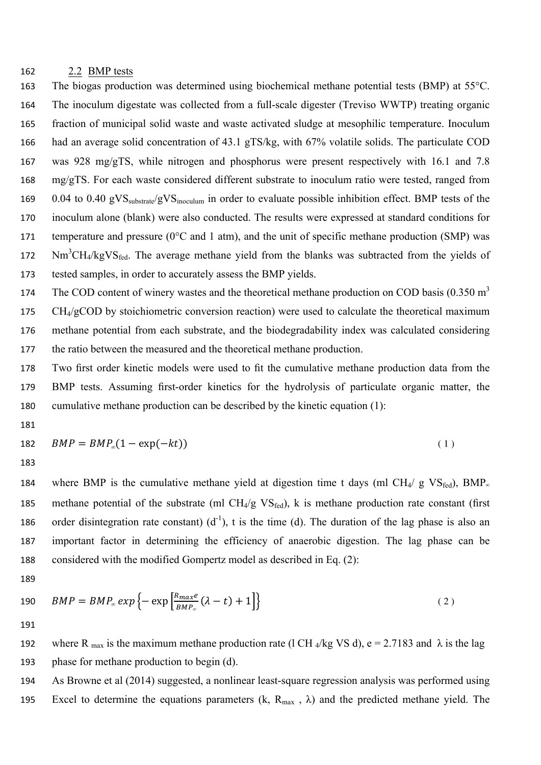### 2.2 BMP tests

The biogas production was determined using biochemical methane potential tests (BMP) at 55°C. The inoculum digestate was collected from a full-scale digester (Treviso WWTP) treating organic fraction of municipal solid waste and waste activated sludge at mesophilic temperature. Inoculum had an average solid concentration of 43.1 gTS/kg, with 67% volatile solids. The particulate COD was 928 mg/gTS, while nitrogen and phosphorus were present respectively with 16.1 and 7.8 mg/gTS. For each waste considered different substrate to inoculum ratio were tested, ranged from 0.04 to 0.40 $gVS_{substrate}/gVS_{inoculum}$ in order to evaluate possible inhibition effect. BMP tests of the inoculum alone (blank) were also conducted. The results were expressed at standard conditions for temperature and pressure (0°C and 1 atm), and the unit of specific methane production (SMP) was $Nm^3CH_4/kgVS_{fed}$. The average methane yield from the blanks was subtracted from the yields of tested samples, in order to accurately assess the BMP yields.

The COD content of winery wastes and the theoretical methane production on COD basis (0.350 $m^3$ $CH_4$/gCOD by stoichiometric conversion reaction) were used to calculate the theoretical maximum methane potential from each substrate, and the biodegradability index was calculated considering the ratio between the measured and the theoretical methane production.

Two first order kinetic models were used to fit the cumulative methane production data from the BMP tests. Assuming first-order kinetics for the hydrolysis of particulate organic matter, the cumulative methane production can be described by the kinetic equation (1):

$$BMP = BMP_{\infty}(1 - \exp(-kt)) \tag{1}$$

where BMP is the cumulative methane yield at digestion time t days (ml $CH_4$/ g $VS_{fed}$), $BMP_{\infty}$ methane potential of the substrate (ml $CH_4$/g $VS_{fed}$), k is methane production rate constant (first order disintegration rate constant) ($d^{-1}$), t is the time (d). The duration of the lag phase is also an important factor in determining the efficiency of anaerobic digestion. The lag phase can be considered with the modified Gompertz model as described in Eq. (2):

$$BMP = BMP_{\infty}\, exp\left\{-\exp\left[\frac{R_{max}e}{BMP_{\infty}}(\lambda - t) + 1\right]\right\} \tag{2}$$

where $R_{max}$ is the maximum methane production rate (l $CH_4$/kg VS d), e = 2.7183 and $\lambda$ is the lag phase for methane production to begin (d).

As Browne et al (2014) suggested, a nonlinear least-square regression analysis was performed using Excel to determine the equations parameters (k, $R_{max}$ , $\lambda$) and the predicted methane yield. The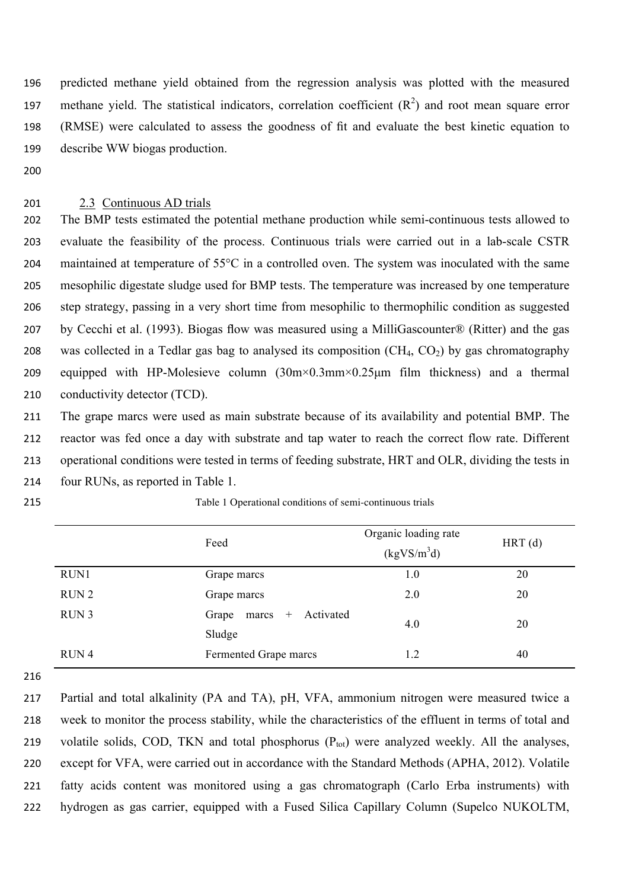predicted methane yield obtained from the regression analysis was plotted with the measured methane yield. The statistical indicators, correlation coefficient ($R^2$) and root mean square error (RMSE) were calculated to assess the goodness of fit and evaluate the best kinetic equation to describe WW biogas production.

### 2.3 Continuous AD trials

The BMP tests estimated the potential methane production while semi-continuous tests allowed to evaluate the feasibility of the process. Continuous trials were carried out in a lab-scale CSTR maintained at temperature of 55°C in a controlled oven. The system was inoculated with the same mesophilic digestate sludge used for BMP tests. The temperature was increased by one temperature step strategy, passing in a very short time from mesophilic to thermophilic condition as suggested by Cecchi et al. (1993). Biogas flow was measured using a MilliGascounter® (Ritter) and the gas was collected in a Tedlar gas bag to analysed its composition ($CH_4$, $CO_2$) by gas chromatography equipped with HP-Molesieve column (30m×0.3mm×0.25μm film thickness) and a thermal conductivity detector (TCD).

The grape marcs were used as main substrate because of its availability and potential BMP. The reactor was fed once a day with substrate and tap water to reach the correct flow rate. Different operational conditions were tested in terms of feeding substrate, HRT and OLR, dividing the tests in four RUNs, as reported in Table 1.

Table 1 Operational conditions of semi-continuous trials

| | Feed | Organic loading rate (kgVS/m$^3$d) | HRT (d) |
|---|---|---|---|
| RUN1 | Grape marcs | 1.0 | 20 |
| RUN 2 | Grape marcs | 2.0 | 20 |
| RUN 3 | Grape marcs + Activated Sludge | 4.0 | 20 |
| RUN 4 | Fermented Grape marcs | 1.2 | 40 |

Partial and total alkalinity (PA and TA), pH, VFA, ammonium nitrogen were measured twice a week to monitor the process stability, while the characteristics of the effluent in terms of total and volatile solids, COD, TKN and total phosphorus ($P_{tot}$) were analyzed weekly. All the analyses, except for VFA, were carried out in accordance with the Standard Methods (APHA, 2012). Volatile fatty acids content was monitored using a gas chromatograph (Carlo Erba instruments) with hydrogen as gas carrier, equipped with a Fused Silica Capillary Column (Supelco NUKOLTM,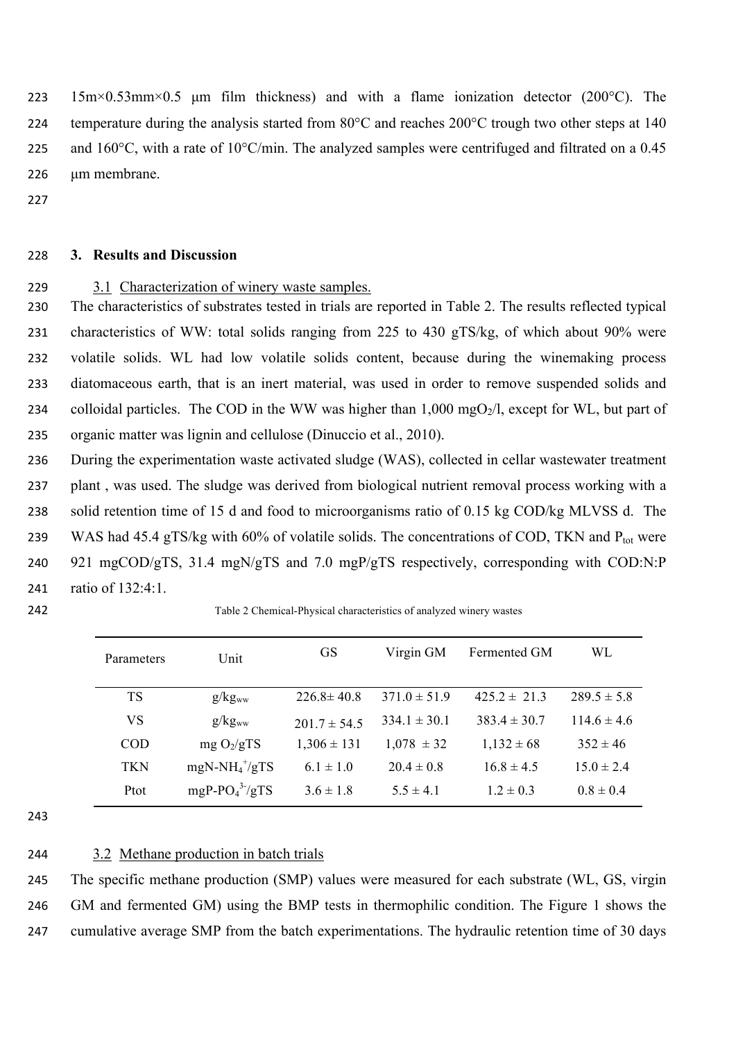15m×0.53mm×0.5 μm film thickness) and with a flame ionization detector (200°C). The temperature during the analysis started from 80°C and reaches 200°C trough two other steps at 140 and 160°C, with a rate of 10°C/min. The analyzed samples were centrifuged and filtrated on a 0.45 μm membrane.

## 3. Results and Discussion

### 3.1 Characterization of winery waste samples.

The characteristics of substrates tested in trials are reported in Table 2. The results reflected typical characteristics of WW: total solids ranging from 225 to 430 gTS/kg, of which about 90% were volatile solids. WL had low volatile solids content, because during the winemaking process diatomaceous earth, that is an inert material, was used in order to remove suspended solids and colloidal particles. The COD in the WW was higher than 1,000 mg$O_2$/l, except for WL, but part of organic matter was lignin and cellulose (Dinuccio et al., 2010).

During the experimentation waste activated sludge (WAS), collected in cellar wastewater treatment plant , was used. The sludge was derived from biological nutrient removal process working with a solid retention time of 15 d and food to microorganisms ratio of 0.15 kg COD/kg MLVSS d. The WAS had 45.4 gTS/kg with 60% of volatile solids. The concentrations of COD, TKN and $P_{tot}$ were 921 mgCOD/gTS, 31.4 mgN/gTS and 7.0 mgP/gTS respectively, corresponding with COD:N:P ratio of 132:4:1.

Table 2 Chemical-Physical characteristics of analyzed winery wastes

| Parameters | Unit | GS | Virgin GM | Fermented GM | WL |
|---|---|---|---|---|---|
| TS | $g/kg_{ww}$ | 226.8± 40.8 | 371.0 ± 51.9 | 425.2 ± 21.3 | 289.5 ± 5.8 |
| VS | $g/kg_{ww}$ | 201.7 ± 54.5 | 334.1 ± 30.1 | 383.4 ± 30.7 | 114.6 ± 4.6 |
| COD | mg $O_2$/gTS | 1,306 ± 131 | 1,078 ± 32 | 1,132 ± 68 | 352 ± 46 |
| TKN | mgN-$NH_4^+$/gTS | 6.1 ± 1.0 | 20.4 ± 0.8 | 16.8 ± 4.5 | 15.0 ± 2.4 |
| Ptot | mgP-$PO_4^{3-}$/gTS | 3.6 ± 1.8 | 5.5 ± 4.1 | 1.2 ± 0.3 | 0.8 ± 0.4 |

### 3.2 Methane production in batch trials

The specific methane production (SMP) values were measured for each substrate (WL, GS, virgin GM and fermented GM) using the BMP tests in thermophilic condition. The Figure 1 shows the cumulative average SMP from the batch experimentations. The hydraulic retention time of 30 days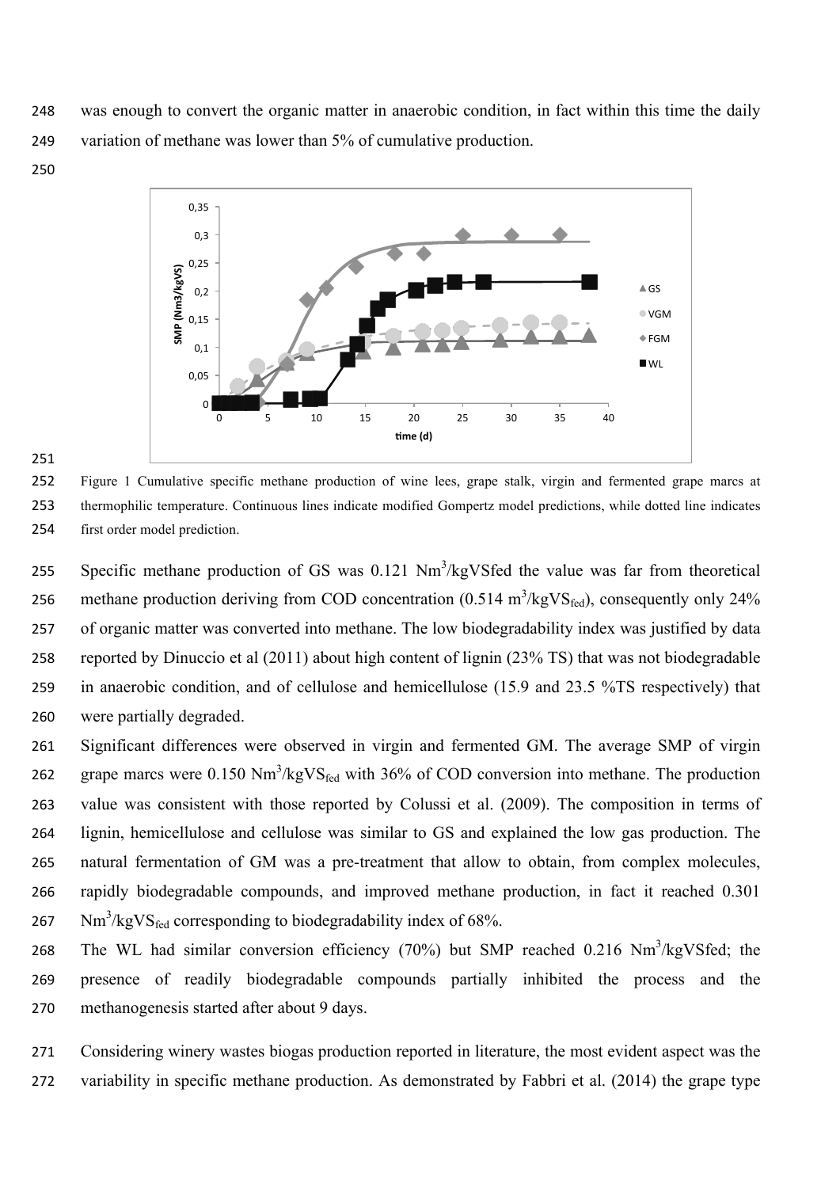was enough to convert the organic matter in anaerobic condition, in fact within this time the daily variation of methane was lower than 5% of cumulative production.

Figure 1 Cumulative specific methane production of wine lees, grape stalk, virgin and fermented grape marcs at thermophilic temperature. Continuous lines indicate modified Gompertz model predictions, while dotted line indicates first order model prediction.

Specific methane production of GS was 0.121 $Nm^3/kgVSfed$ the value was far from theoretical methane production deriving from COD concentration (0.514 $m^3/kgVS_{fed}$), consequently only 24% of organic matter was converted into methane. The low biodegradability index was justified by data reported by Dinuccio et al (2011) about high content of lignin (23% TS) that was not biodegradable in anaerobic condition, and of cellulose and hemicellulose (15.9 and 23.5 %TS respectively) that were partially degraded.

Significant differences were observed in virgin and fermented GM. The average SMP of virgin grape marcs were 0.150 $Nm^3/kgVS_{fed}$ with 36% of COD conversion into methane. The production value was consistent with those reported by Colussi et al. (2009). The composition in terms of lignin, hemicellulose and cellulose was similar to GS and explained the low gas production. The natural fermentation of GM was a pre-treatment that allow to obtain, from complex molecules, rapidly biodegradable compounds, and improved methane production, in fact it reached 0.301 $Nm^3/kgVS_{fed}$ corresponding to biodegradability index of 68%.

The WL had similar conversion efficiency (70%) but SMP reached 0.216 $Nm^3/kgVSfed$; the presence of readily biodegradable compounds partially inhibited the process and the methanogenesis started after about 9 days.

Considering winery wastes biogas production reported in literature, the most evident aspect was the variability in specific methane production. As demonstrated by Fabbri et al. (2014) the grape type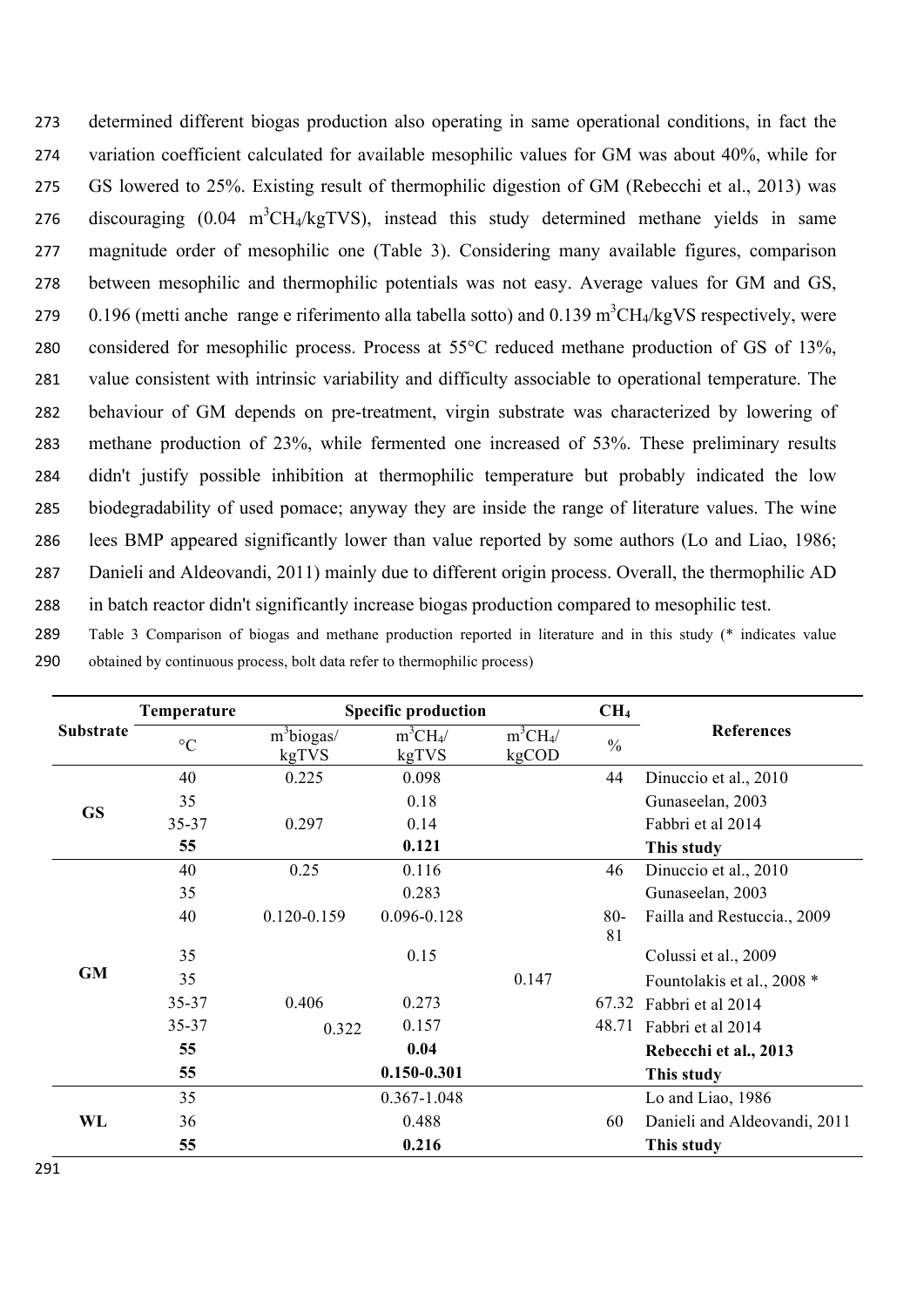determined different biogas production also operating in same operational conditions, in fact the variation coefficient calculated for available mesophilic values for GM was about 40%, while for GS lowered to 25%. Existing result of thermophilic digestion of GM (Rebecchi et al., 2013) was discouraging (0.04 $m^3CH_4/kgTVS$), instead this study determined methane yields in same magnitude order of mesophilic one (Table 3). Considering many available figures, comparison between mesophilic and thermophilic potentials was not easy. Average values for GM and GS, 0.196 (metti anche range e riferimento alla tabella sotto) and 0.139 $m^3CH_4/kgVS$ respectively, were considered for mesophilic process. Process at 55°C reduced methane production of GS of 13%, value consistent with intrinsic variability and difficulty associable to operational temperature. The behaviour of GM depends on pre-treatment, virgin substrate was characterized by lowering of methane production of 23%, while fermented one increased of 53%. These preliminary results didn't justify possible inhibition at thermophilic temperature but probably indicated the low biodegradability of used pomace; anyway they are inside the range of literature values. The wine lees BMP appeared significantly lower than value reported by some authors (Lo and Liao, 1986; Danieli and Aldeovandi, 2011) mainly due to different origin process. Overall, the thermophilic AD in batch reactor didn't significantly increase biogas production compared to mesophilic test.

Table 3 Comparison of biogas and methane production reported in literature and in this study (* indicates value obtained by continuous process, bolt data refer to thermophilic process)

| Substrate | Temperature | Specific production | | | $CH_4$ | References |
|---|---|---|---|---|---|---|
| | °C | $m^3$biogas/ kgTVS | $m^3CH_4$/ kgTVS | $m^3CH_4$/ kgCOD | % | |
| GS | 40 | 0.225 | 0.098 | | 44 | Dinuccio et al., 2010 |
| | 35 | | 0.18 | | | Gunaseelan, 2003 |
| | 35-37 | 0.297 | 0.14 | | | Fabbri et al 2014 |
| | **55** | | **0.121** | | | **This study** |
| GM | 40 | 0.25 | 0.116 | | 46 | Dinuccio et al., 2010 |
| | 35 | | 0.283 | | | Gunaseelan, 2003 |
| | 40 | 0.120-0.159 | 0.096-0.128 | | 80-81 | Failla and Restuccia., 2009 |
| | 35 | | 0.15 | | | Colussi et al., 2009 |
| | 35 | | | 0.147 | | Fountolakis et al., 2008 * |
| | 35-37 | 0.406 | 0.273 | | 67.32 | Fabbri et al 2014 |
| | 35-37 | 0.322 | 0.157 | | 48.71 | Fabbri et al 2014 |
| | **55** | | **0.04** | | | **Rebecchi et al., 2013** |
| | **55** | | **0.150-0.301** | | | **This study** |
| WL | 35 | | 0.367-1.048 | | | Lo and Liao, 1986 |
| | 36 | | 0.488 | | 60 | Danieli and Aldeovandi, 2011 |
| | **55** | | **0.216** | | | **This study** |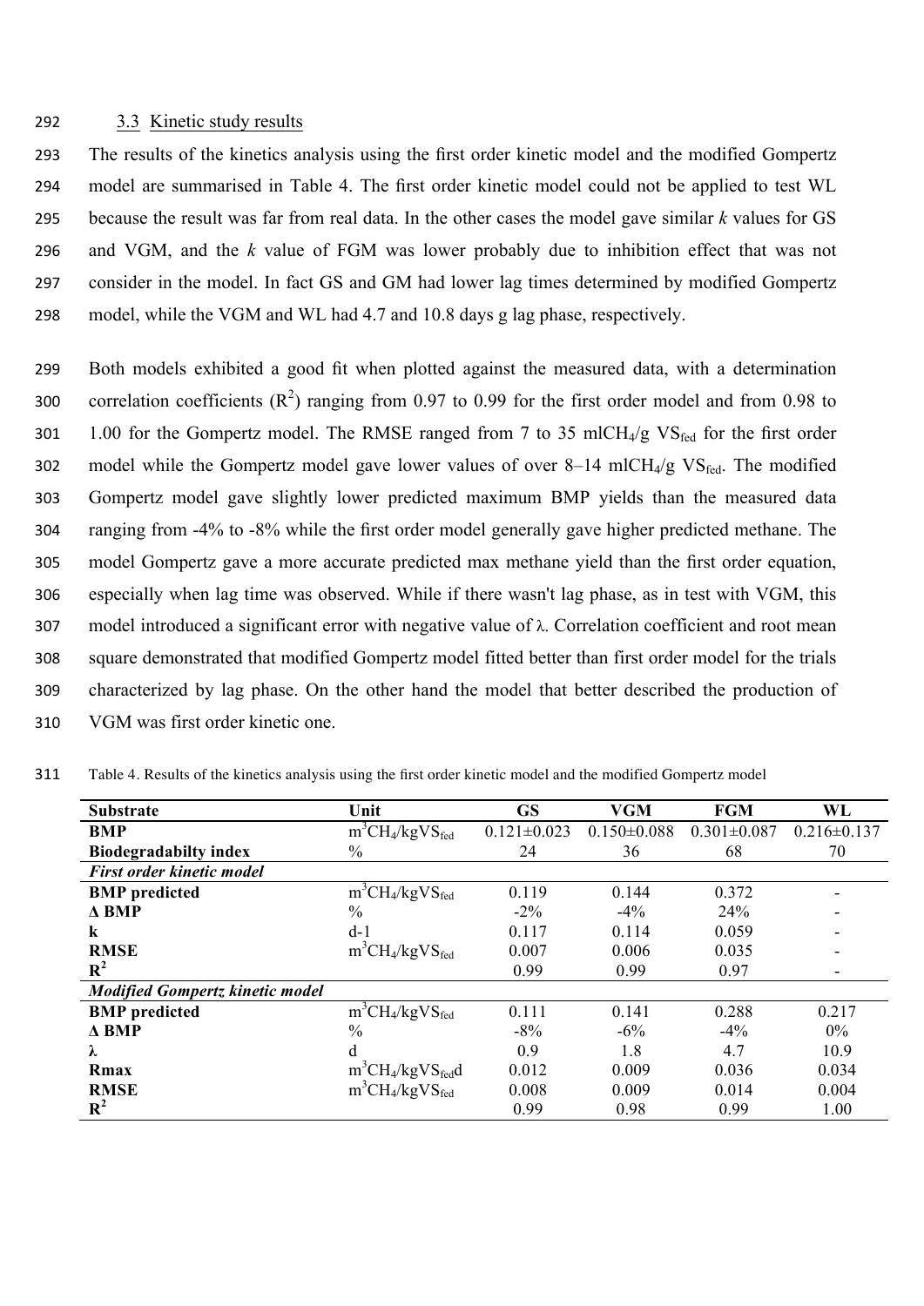### 3.3 Kinetic study results

The results of the kinetics analysis using the first order kinetic model and the modified Gompertz model are summarised in Table 4. The first order kinetic model could not be applied to test WL because the result was far from real data. In the other cases the model gave similar *k* values for GS and VGM, and the *k* value of FGM was lower probably due to inhibition effect that was not consider in the model. In fact GS and GM had lower lag times determined by modified Gompertz model, while the VGM and WL had 4.7 and 10.8 days g lag phase, respectively.

Both models exhibited a good fit when plotted against the measured data, with a determination correlation coefficients ($R^2$) ranging from 0.97 to 0.99 for the first order model and from 0.98 to 1.00 for the Gompertz model. The RMSE ranged from 7 to 35 ml$CH_4$/g $VS_{fed}$ for the first order model while the Gompertz model gave lower values of over 8–14 ml$CH_4$/g $VS_{fed}$. The modified Gompertz model gave slightly lower predicted maximum BMP yields than the measured data ranging from -4% to -8% while the first order model generally gave higher predicted methane. The model Gompertz gave a more accurate predicted max methane yield than the first order equation, especially when lag time was observed. While if there wasn't lag phase, as in test with VGM, this model introduced a significant error with negative value of λ. Correlation coefficient and root mean square demonstrated that modified Gompertz model fitted better than first order model for the trials characterized by lag phase. On the other hand the model that better described the production of VGM was first order kinetic one.

Table 4. Results of the kinetics analysis using the first order kinetic model and the modified Gompertz model

| Substrate | Unit | GS | VGM | FGM | WL |
|---|---|---|---|---|---|
| **BMP** | $m^3CH_4/kgVS_{fed}$ | 0.121±0.023 | 0.150±0.088 | 0.301±0.087 | 0.216±0.137 |
| **Biodegradabilty index** | % | 24 | 36 | 68 | 70 |
| ***First order kinetic model*** | | | | | |
| **BMP predicted** | $m^3CH_4/kgVS_{fed}$ | 0.119 | 0.144 | 0.372 | - |
| **Δ BMP** | % | -2% | -4% | 24% | - |
| **k** | d-1 | 0.117 | 0.114 | 0.059 | - |
| **RMSE** | $m^3CH_4/kgVS_{fed}$ | 0.007 | 0.006 | 0.035 | - |
| **$R^2$** | | 0.99 | 0.99 | 0.97 | - |
| ***Modified Gompertz kinetic model*** | | | | | |
| **BMP predicted** | $m^3CH_4/kgVS_{fed}$ | 0.111 | 0.141 | 0.288 | 0.217 |
| **Δ BMP** | % | -8% | -6% | -4% | 0% |
| **λ** | d | 0.9 | 1.8 | 4.7 | 10.9 |
| **Rmax** | $m^3CH_4/kgVS_{fed}d$ | 0.012 | 0.009 | 0.036 | 0.034 |
| **RMSE** | $m^3CH_4/kgVS_{fed}$ | 0.008 | 0.009 | 0.014 | 0.004 |
| **$R^2$** | | 0.99 | 0.98 | 0.99 | 1.00 |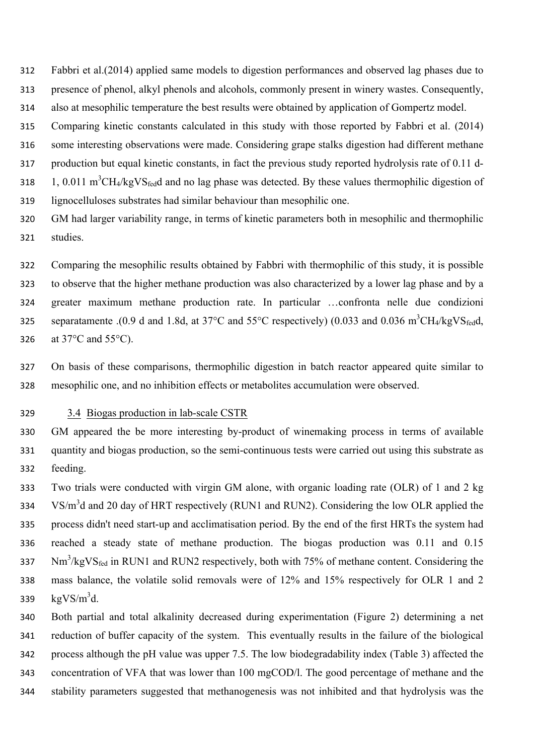Fabbri et al.(2014) applied same models to digestion performances and observed lag phases due to presence of phenol, alkyl phenols and alcohols, commonly present in winery wastes. Consequently, also at mesophilic temperature the best results were obtained by application of Gompertz model.
Comparing kinetic constants calculated in this study with those reported by Fabbri et al. (2014) some interesting observations were made. Considering grape stalks digestion had different methane production but equal kinetic constants, in fact the previous study reported hydrolysis rate of 0.11 d-1, 0.011 $m^3CH_4/kgVS_{fed}d$ and no lag phase was detected. By these values thermophilic digestion of lignocelluloses substrates had similar behaviour than mesophilic one.
GM had larger variability range, in terms of kinetic parameters both in mesophilic and thermophilic studies.

Comparing the mesophilic results obtained by Fabbri with thermophilic of this study, it is possible to observe that the higher methane production was also characterized by a lower lag phase and by a greater maximum methane production rate. In particular …confronta nelle due condizioni separatamente .(0.9 d and 1.8d, at 37°C and 55°C respectively) (0.033 and 0.036 $m^3CH_4/kgVS_{fed}d$, at 37°C and 55°C).

On basis of these comparisons, thermophilic digestion in batch reactor appeared quite similar to mesophilic one, and no inhibition effects or metabolites accumulation were observed.

### 3.4 Biogas production in lab-scale CSTR

GM appeared the be more interesting by-product of winemaking process in terms of available quantity and biogas production, so the semi-continuous tests were carried out using this substrate as feeding.
Two trials were conducted with virgin GM alone, with organic loading rate (OLR) of 1 and 2 kg $VS/m^3d$ and 20 day of HRT respectively (RUN1 and RUN2). Considering the low OLR applied the process didn't need start-up and acclimatisation period. By the end of the first HRTs the system had reached a steady state of methane production. The biogas production was 0.11 and 0.15 $Nm^3/kgVS_{fed}$ in RUN1 and RUN2 respectively, both with 75% of methane content. Considering the mass balance, the volatile solid removals were of 12% and 15% respectively for OLR 1 and 2 $kgVS/m^3d$.
Both partial and total alkalinity decreased during experimentation (Figure 2) determining a net reduction of buffer capacity of the system. This eventually results in the failure of the biological process although the pH value was upper 7.5. The low biodegradability index (Table 3) affected the concentration of VFA that was lower than 100 mgCOD/l. The good percentage of methane and the stability parameters suggested that methanogenesis was not inhibited and that hydrolysis was the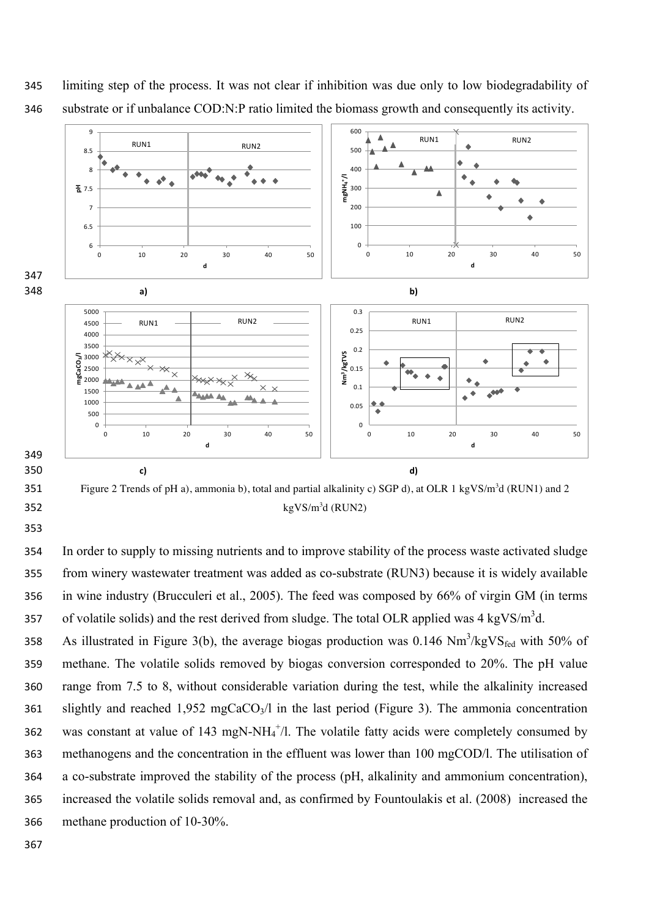limiting step of the process. It was not clear if inhibition was due only to low biodegradability of substrate or if unbalance COD:N:P ratio limited the biomass growth and consequently its activity.

Figure 2 Trends of pH a), ammonia b), total and partial alkalinity c) SGP d), at OLR 1 kgVS/m$^3$d (RUN1) and 2 kgVS/m$^3$d (RUN2)

In order to supply to missing nutrients and to improve stability of the process waste activated sludge from winery wastewater treatment was added as co-substrate (RUN3) because it is widely available in wine industry (Brucculeri et al., 2005). The feed was composed by 66% of virgin GM (in terms of volatile solids) and the rest derived from sludge. The total OLR applied was 4 kgVS/m$^3$d.

As illustrated in Figure 3(b), the average biogas production was 0.146 Nm$^3$/kgVS$_{fed}$ with 50% of methane. The volatile solids removed by biogas conversion corresponded to 20%. The pH value range from 7.5 to 8, without considerable variation during the test, while the alkalinity increased slightly and reached 1,952 mgCaCO$_3$/l in the last period (Figure 3). The ammonia concentration was constant at value of 143 mgN-NH$_4^+$/l. The volatile fatty acids were completely consumed by methanogens and the concentration in the effluent was lower than 100 mgCOD/l. The utilisation of a co-substrate improved the stability of the process (pH, alkalinity and ammonium concentration), increased the volatile solids removal and, as confirmed by Fountoulakis et al. (2008) increased the methane production of 10-30%.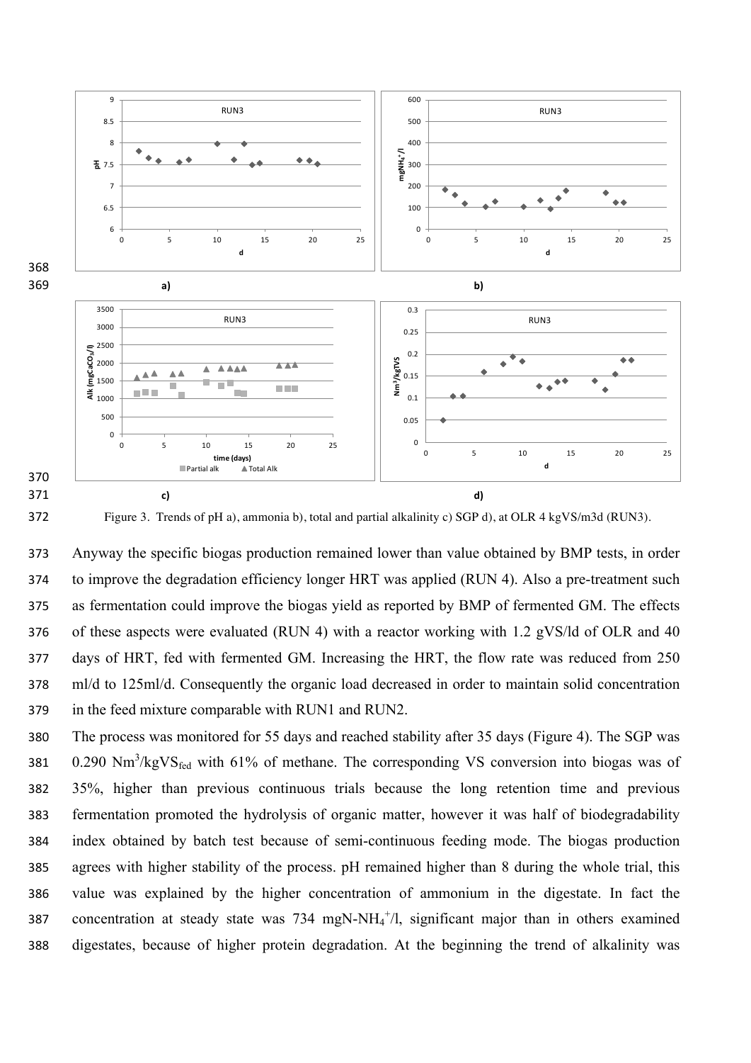Figure 3. Trends of pH a), ammonia b), total and partial alkalinity c) SGP d), at OLR 4 kgVS/m3d (RUN3).

Anyway the specific biogas production remained lower than value obtained by BMP tests, in order to improve the degradation efficiency longer HRT was applied (RUN 4). Also a pre-treatment such as fermentation could improve the biogas yield as reported by BMP of fermented GM. The effects of these aspects were evaluated (RUN 4) with a reactor working with 1.2 gVS/ld of OLR and 40 days of HRT, fed with fermented GM. Increasing the HRT, the flow rate was reduced from 250 ml/d to 125ml/d. Consequently the organic load decreased in order to maintain solid concentration in the feed mixture comparable with RUN1 and RUN2.

The process was monitored for 55 days and reached stability after 35 days (Figure 4). The SGP was 0.290 $Nm^3/kgVS_{fed}$ with 61% of methane. The corresponding VS conversion into biogas was of 35%, higher than previous continuous trials because the long retention time and previous fermentation promoted the hydrolysis of organic matter, however it was half of biodegradability index obtained by batch test because of semi-continuous feeding mode. The biogas production agrees with higher stability of the process. pH remained higher than 8 during the whole trial, this value was explained by the higher concentration of ammonium in the digestate. In fact the concentration at steady state was 734 mgN-$NH_4^+$/l, significant major than in others examined digestates, because of higher protein degradation. At the beginning the trend of alkalinity was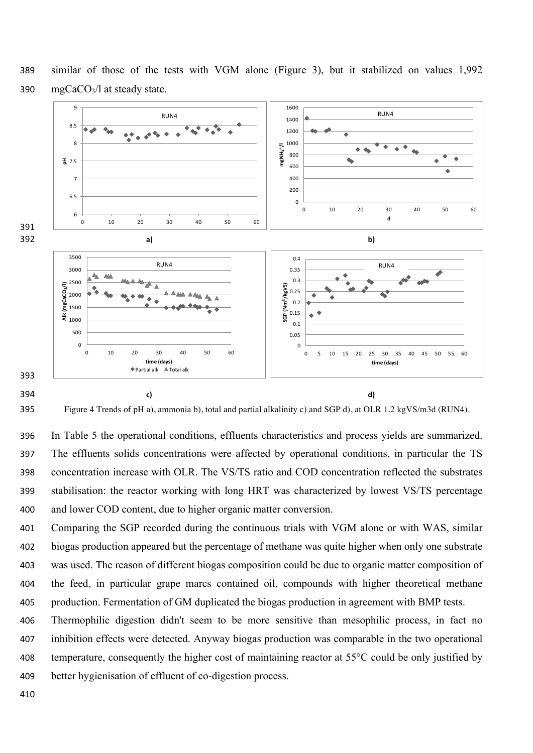similar of those of the tests with VGM alone (Figure 3), but it stabilized on values 1,992 $mgCaCO_3/l$ at steady state.

Figure 4 Trends of pH a), ammonia b), total and partial alkalinity c) and SGP d), at OLR 1.2 kgVS/m3d (RUN4).

In Table 5 the operational conditions, effluents characteristics and process yields are summarized. The effluents solids concentrations were affected by operational conditions, in particular the TS concentration increase with OLR. The VS/TS ratio and COD concentration reflected the substrates stabilisation: the reactor working with long HRT was characterized by lowest VS/TS percentage and lower COD content, due to higher organic matter conversion.

Comparing the SGP recorded during the continuous trials with VGM alone or with WAS, similar biogas production appeared but the percentage of methane was quite higher when only one substrate was used. The reason of different biogas composition could be due to organic matter composition of the feed, in particular grape marcs contained oil, compounds with higher theoretical methane production. Fermentation of GM duplicated the biogas production in agreement with BMP tests.

Thermophilic digestion didn't seem to be more sensitive than mesophilic process, in fact no inhibition effects were detected. Anyway biogas production was comparable in the two operational temperature, consequently the higher cost of maintaining reactor at 55°C could be only justified by better hygienisation of effluent of co-digestion process.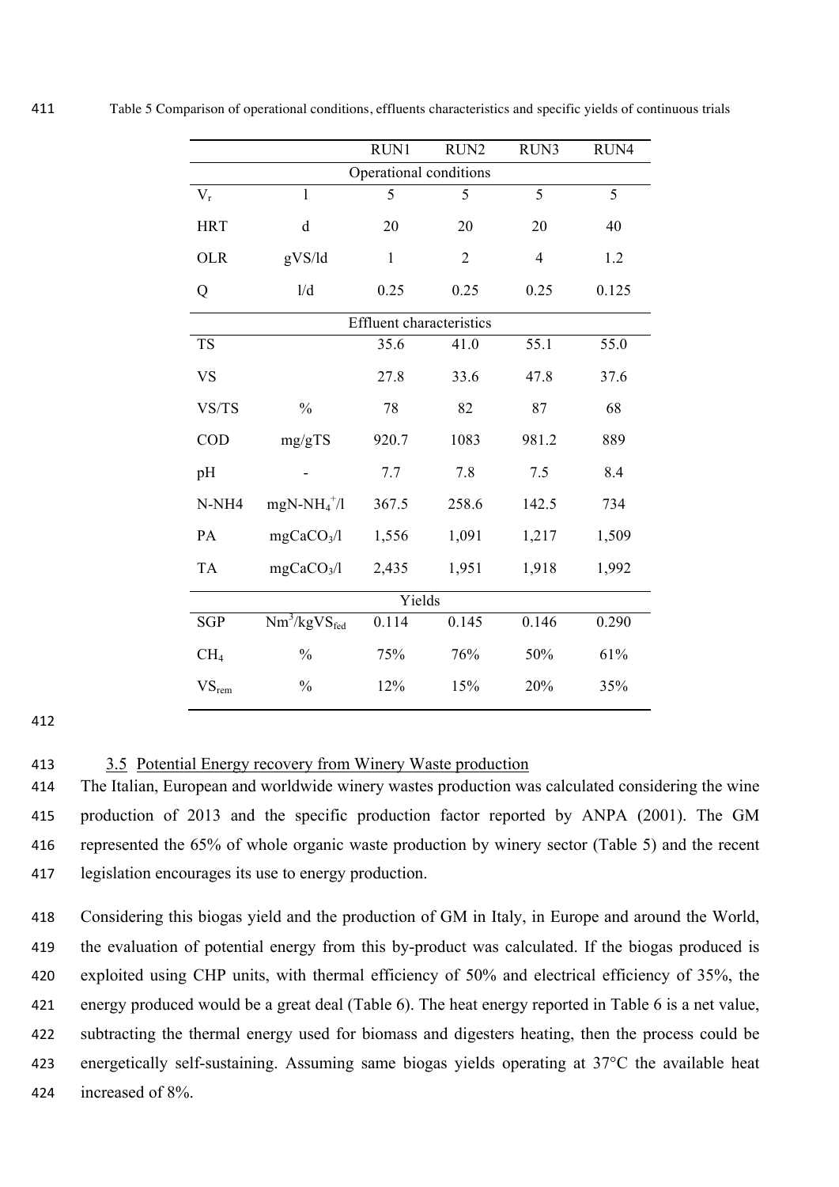Table 5 Comparison of operational conditions, effluents characteristics and specific yields of continuous trials

| | | RUN1 | RUN2 | RUN3 | RUN4 |
|---|---|---|---|---|---|
| Operational conditions | | | | | |
| $V_r$ | l | 5 | 5 | 5 | 5 |
| HRT | d | 20 | 20 | 20 | 40 |
| OLR | gVS/ld | 1 | 2 | 4 | 1.2 |
| Q | l/d | 0.25 | 0.25 | 0.25 | 0.125 |
| Effluent characteristics | | | | | |
| TS | | 35.6 | 41.0 | 55.1 | 55.0 |
| VS | | 27.8 | 33.6 | 47.8 | 37.6 |
| VS/TS | % | 78 | 82 | 87 | 68 |
| COD | mg/gTS | 920.7 | 1083 | 981.2 | 889 |
| pH | - | 7.7 | 7.8 | 7.5 | 8.4 |
| N-NH4 | $mgN\text{-}NH_4^+/l$ | 367.5 | 258.6 | 142.5 | 734 |
| PA | $mgCaCO_3/l$ | 1,556 | 1,091 | 1,217 | 1,509 |
| TA | $mgCaCO_3/l$ | 2,435 | 1,951 | 1,918 | 1,992 |
| Yields | | | | | |
| SGP | $Nm^3/kgVS_{fed}$ | 0.114 | 0.145 | 0.146 | 0.290 |
| $CH_4$ | % | 75% | 76% | 50% | 61% |
| $VS_{rem}$ | % | 12% | 15% | 20% | 35% |

### 3.5 Potential Energy recovery from Winery Waste production

The Italian, European and worldwide winery wastes production was calculated considering the wine production of 2013 and the specific production factor reported by ANPA (2001). The GM represented the 65% of whole organic waste production by winery sector (Table 5) and the recent legislation encourages its use to energy production.

Considering this biogas yield and the production of GM in Italy, in Europe and around the World, the evaluation of potential energy from this by-product was calculated. If the biogas produced is exploited using CHP units, with thermal efficiency of 50% and electrical efficiency of 35%, the energy produced would be a great deal (Table 6). The heat energy reported in Table 6 is a net value, subtracting the thermal energy used for biomass and digesters heating, then the process could be energetically self-sustaining. Assuming same biogas yields operating at 37°C the available heat increased of 8%.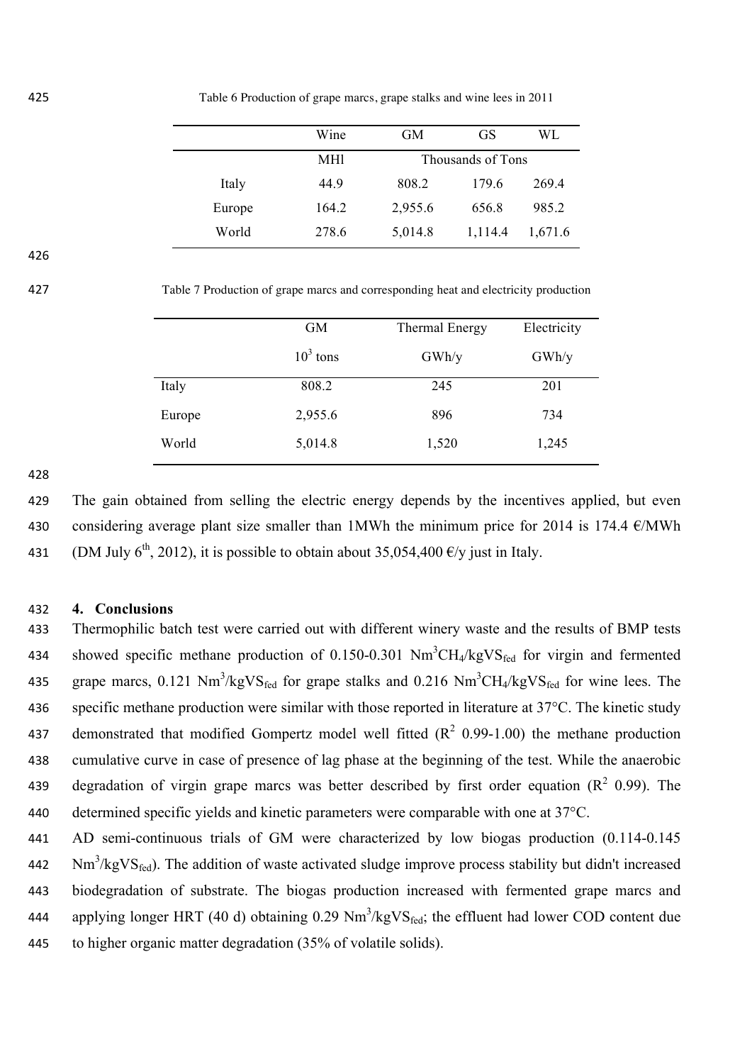Table 6 Production of grape marcs, grape stalks and wine lees in 2011

| | Wine | GM | GS | WL |
|---|---|---|---|---|
| | MHl | Thousands of Tons | | |
| Italy | 44.9 | 808.2 | 179.6 | 269.4 |
| Europe | 164.2 | 2,955.6 | 656.8 | 985.2 |
| World | 278.6 | 5,014.8 | 1,114.4 | 1,671.6 |

Table 7 Production of grape marcs and corresponding heat and electricity production

| | GM | Thermal Energy | Electricity |
|---|---|---|---|
| | $10^3$ tons | GWh/y | GWh/y |
| Italy | 808.2 | 245 | 201 |
| Europe | 2,955.6 | 896 | 734 |
| World | 5,014.8 | 1,520 | 1,245 |

The gain obtained from selling the electric energy depends by the incentives applied, but even considering average plant size smaller than 1MWh the minimum price for 2014 is 174.4 €/MWh (DM July 6th, 2012), it is possible to obtain about 35,054,400 €/y just in Italy.

## 4. Conclusions

Thermophilic batch test were carried out with different winery waste and the results of BMP tests showed specific methane production of 0.150-0.301 $Nm^3CH_4/kgVS_{fed}$ for virgin and fermented grape marcs, 0.121 $Nm^3/kgVS_{fed}$ for grape stalks and 0.216 $Nm^3CH_4/kgVS_{fed}$ for wine lees. The specific methane production were similar with those reported in literature at 37°C. The kinetic study demonstrated that modified Gompertz model well fitted ($R^2$ 0.99-1.00) the methane production cumulative curve in case of presence of lag phase at the beginning of the test. While the anaerobic degradation of virgin grape marcs was better described by first order equation ($R^2$ 0.99). The determined specific yields and kinetic parameters were comparable with one at 37°C.

AD semi-continuous trials of GM were characterized by low biogas production (0.114-0.145 $Nm^3/kgVS_{fed}$). The addition of waste activated sludge improve process stability but didn't increased biodegradation of substrate. The biogas production increased with fermented grape marcs and applying longer HRT (40 d) obtaining 0.29 $Nm^3/kgVS_{fed}$; the effluent had lower COD content due to higher organic matter degradation (35% of volatile solids).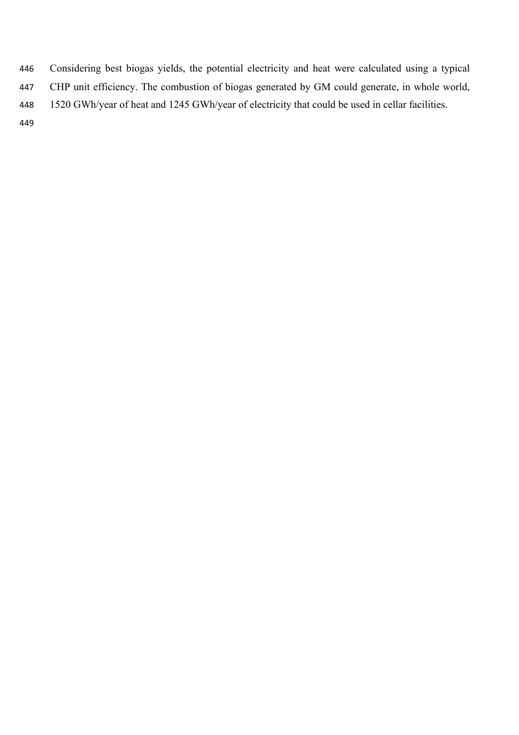Considering best biogas yields, the potential electricity and heat were calculated using a typical CHP unit efficiency. The combustion of biogas generated by GM could generate, in whole world, 1520 GWh/year of heat and 1245 GWh/year of electricity that could be used in cellar facilities.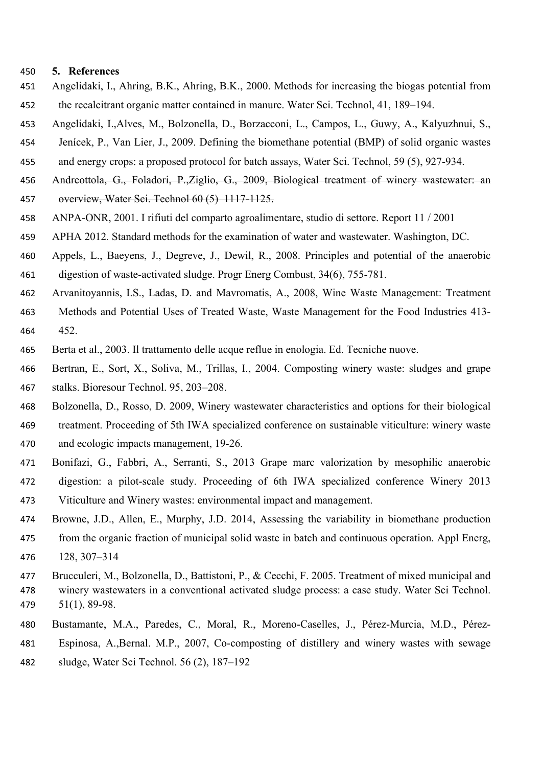## 5. References

Angelidaki, I., Ahring, B.K., Ahring, B.K., 2000. Methods for increasing the biogas potential from the recalcitrant organic matter contained in manure. Water Sci. Technol, 41, 189–194.

Angelidaki, I.,Alves, M., Bolzonella, D., Borzacconi, L., Campos, L., Guwy, A., Kalyuzhnui, S., Jenícek, P., Van Lier, J., 2009. Defining the biomethane potential (BMP) of solid organic wastes and energy crops: a proposed protocol for batch assays, Water Sci. Technol, 59 (5), 927-934.

~~Andreottola, G., Foladori, P.,Ziglio, G., 2009, Biological treatment of winery wastewater: an overview, Water Sci. Technol 60 (5) 1117-1125.~~

ANPA-ONR, 2001. I rifiuti del comparto agroalimentare, studio di settore. Report 11 / 2001

APHA 2012. Standard methods for the examination of water and wastewater. Washington, DC.

Appels, L., Baeyens, J., Degreve, J., Dewil, R., 2008. Principles and potential of the anaerobic digestion of waste-activated sludge. Progr Energ Combust, 34(6), 755-781.

Arvanitoyannis, I.S., Ladas, D. and Mavromatis, A., 2008, Wine Waste Management: Treatment Methods and Potential Uses of Treated Waste, Waste Management for the Food Industries 413-452.

Berta et al., 2003. Il trattamento delle acque reflue in enologia. Ed. Tecniche nuove.

Bertran, E., Sort, X., Soliva, M., Trillas, I., 2004. Composting winery waste: sludges and grape stalks. Bioresour Technol. 95, 203–208.

Bolzonella, D., Rosso, D. 2009, Winery wastewater characteristics and options for their biological treatment. Proceeding of 5th IWA specialized conference on sustainable viticulture: winery waste and ecologic impacts management, 19-26.

Bonifazi, G., Fabbri, A., Serranti, S., 2013 Grape marc valorization by mesophilic anaerobic digestion: a pilot-scale study. Proceeding of 6th IWA specialized conference Winery 2013 Viticulture and Winery wastes: environmental impact and management.

Browne, J.D., Allen, E., Murphy, J.D. 2014, Assessing the variability in biomethane production from the organic fraction of municipal solid waste in batch and continuous operation. Appl Energ, 128, 307–314

Brucculeri, M., Bolzonella, D., Battistoni, P., & Cecchi, F. 2005. Treatment of mixed municipal and winery wastewaters in a conventional activated sludge process: a case study. Water Sci Technol. 51(1), 89-98.

Bustamante, M.A., Paredes, C., Moral, R., Moreno-Caselles, J., Pérez-Murcia, M.D., Pérez-Espinosa, A.,Bernal. M.P., 2007, Co-composting of distillery and winery wastes with sewage sludge, Water Sci Technol. 56 (2), 187–192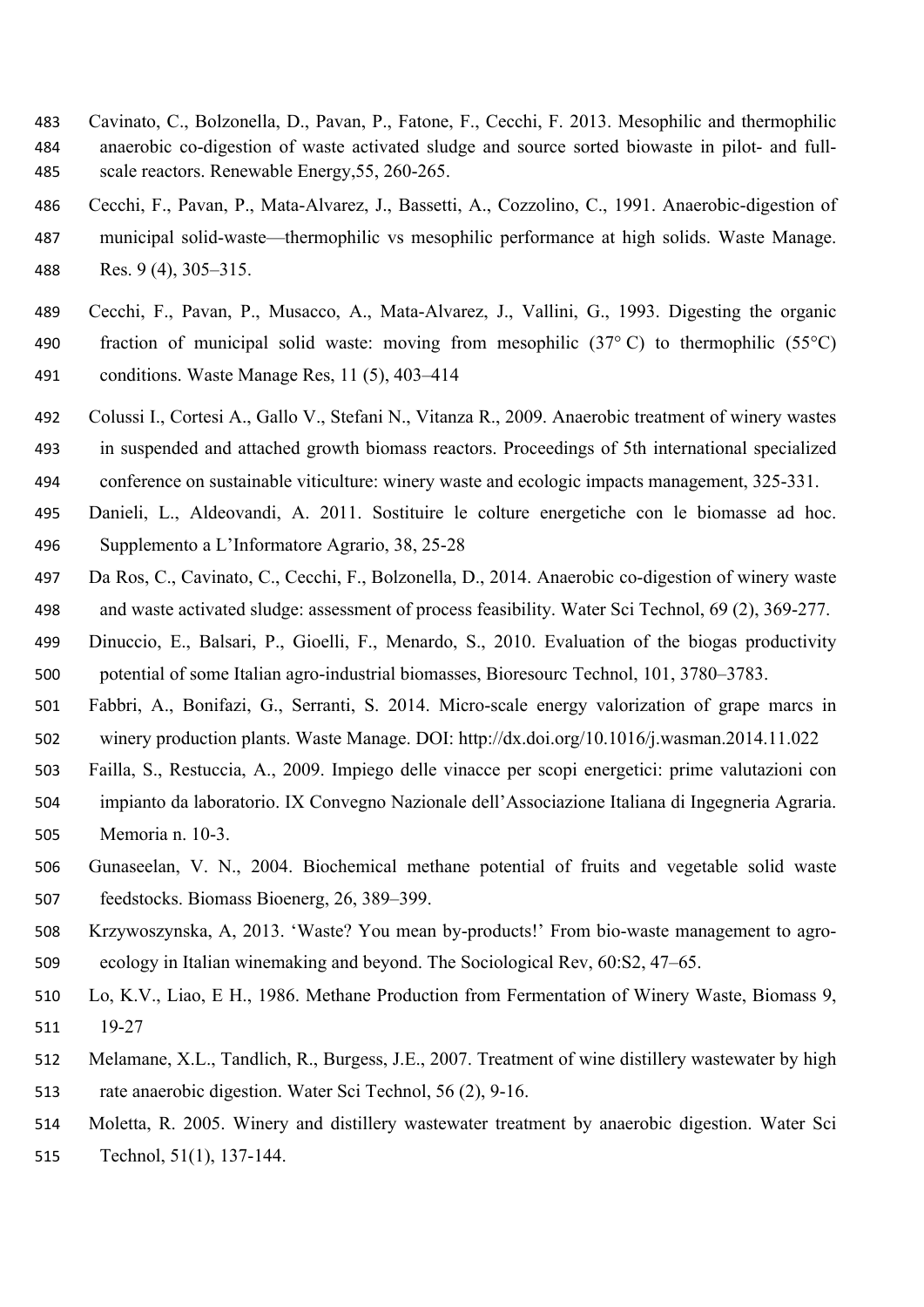Cavinato, C., Bolzonella, D., Pavan, P., Fatone, F., Cecchi, F. 2013. Mesophilic and thermophilic anaerobic co-digestion of waste activated sludge and source sorted biowaste in pilot- and full-scale reactors. Renewable Energy,55, 260-265.

Cecchi, F., Pavan, P., Mata-Alvarez, J., Bassetti, A., Cozzolino, C., 1991. Anaerobic-digestion of municipal solid-waste—thermophilic vs mesophilic performance at high solids. Waste Manage. Res. 9 (4), 305–315.

Cecchi, F., Pavan, P., Musacco, A., Mata-Alvarez, J., Vallini, G., 1993. Digesting the organic fraction of municipal solid waste: moving from mesophilic (37° C) to thermophilic (55°C) conditions. Waste Manage Res, 11 (5), 403–414

Colussi I., Cortesi A., Gallo V., Stefani N., Vitanza R., 2009. Anaerobic treatment of winery wastes in suspended and attached growth biomass reactors. Proceedings of 5th international specialized conference on sustainable viticulture: winery waste and ecologic impacts management, 325-331.

Danieli, L., Aldeovandi, A. 2011. Sostituire le colture energetiche con le biomasse ad hoc. Supplemento a L'Informatore Agrario, 38, 25-28

Da Ros, C., Cavinato, C., Cecchi, F., Bolzonella, D., 2014. Anaerobic co-digestion of winery waste and waste activated sludge: assessment of process feasibility. Water Sci Technol, 69 (2), 369-277.

Dinuccio, E., Balsari, P., Gioelli, F., Menardo, S., 2010. Evaluation of the biogas productivity potential of some Italian agro-industrial biomasses, Bioresourc Technol, 101, 3780–3783.

Fabbri, A., Bonifazi, G., Serranti, S. 2014. Micro-scale energy valorization of grape marcs in winery production plants. Waste Manage. DOI: http://dx.doi.org/10.1016/j.wasman.2014.11.022

Failla, S., Restuccia, A., 2009. Impiego delle vinacce per scopi energetici: prime valutazioni con impianto da laboratorio. IX Convegno Nazionale dell'Associazione Italiana di Ingegneria Agraria. Memoria n. 10-3.

Gunaseelan, V. N., 2004. Biochemical methane potential of fruits and vegetable solid waste feedstocks. Biomass Bioenerg, 26, 389–399.

Krzywoszynska, A, 2013. 'Waste? You mean by-products!' From bio-waste management to agro-ecology in Italian winemaking and beyond. The Sociological Rev, 60:S2, 47–65.

Lo, K.V., Liao, E H., 1986. Methane Production from Fermentation of Winery Waste, Biomass 9, 19-27

Melamane, X.L., Tandlich, R., Burgess, J.E., 2007. Treatment of wine distillery wastewater by high rate anaerobic digestion. Water Sci Technol, 56 (2), 9-16.

Moletta, R. 2005. Winery and distillery wastewater treatment by anaerobic digestion. Water Sci Technol, 51(1), 137-144.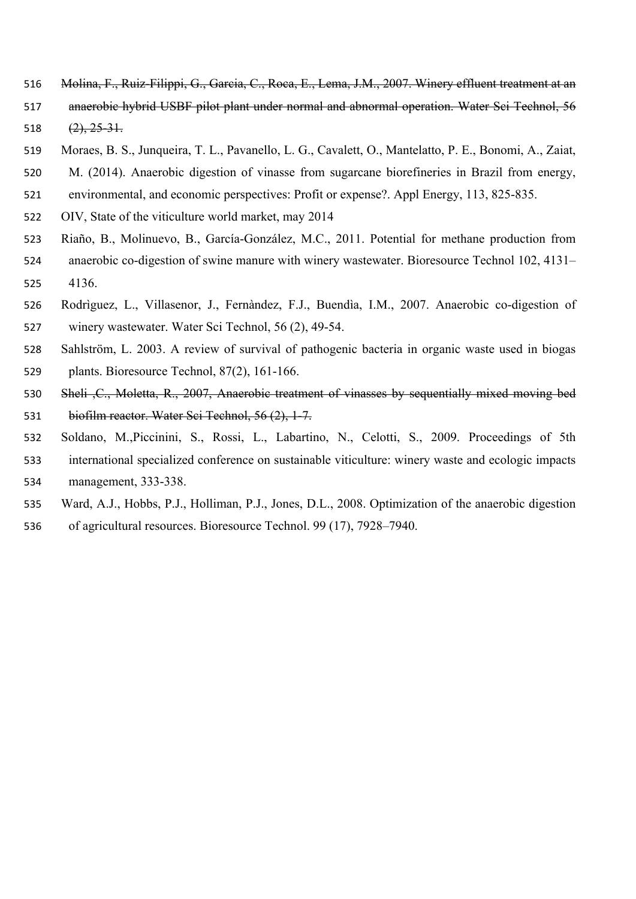~~Molina, F., Ruiz-Filippi, G., Garcia, C., Roca, E., Lema, J.M., 2007. Winery effluent treatment at an anaerobic hybrid USBF pilot plant under normal and abnormal operation. Water Sci Technol, 56 (2), 25-31.~~

Moraes, B. S., Junqueira, T. L., Pavanello, L. G., Cavalett, O., Mantelatto, P. E., Bonomi, A., Zaiat, M. (2014). Anaerobic digestion of vinasse from sugarcane biorefineries in Brazil from energy, environmental, and economic perspectives: Profit or expense?. Appl Energy, 113, 825-835.

OIV, State of the viticulture world market, may 2014

Riaño, B., Molinuevo, B., García-González, M.C., 2011. Potential for methane production from anaerobic co-digestion of swine manure with winery wastewater. Bioresource Technol 102, 4131–4136.

Rodrìguez, L., Villasenor, J., Fernàndez, F.J., Buendìa, I.M., 2007. Anaerobic co-digestion of winery wastewater. Water Sci Technol, 56 (2), 49-54.

Sahlström, L. 2003. A review of survival of pathogenic bacteria in organic waste used in biogas plants. Bioresource Technol, 87(2), 161-166.

~~Sheli ,C., Moletta, R., 2007, Anaerobic treatment of vinasses by sequentially mixed moving bed biofilm reactor. Water Sci Technol, 56 (2), 1-7.~~

Soldano, M.,Piccinini, S., Rossi, L., Labartino, N., Celotti, S., 2009. Proceedings of 5th international specialized conference on sustainable viticulture: winery waste and ecologic impacts management, 333-338.

Ward, A.J., Hobbs, P.J., Holliman, P.J., Jones, D.L., 2008. Optimization of the anaerobic digestion of agricultural resources. Bioresource Technol. 99 (17), 7928–7940.